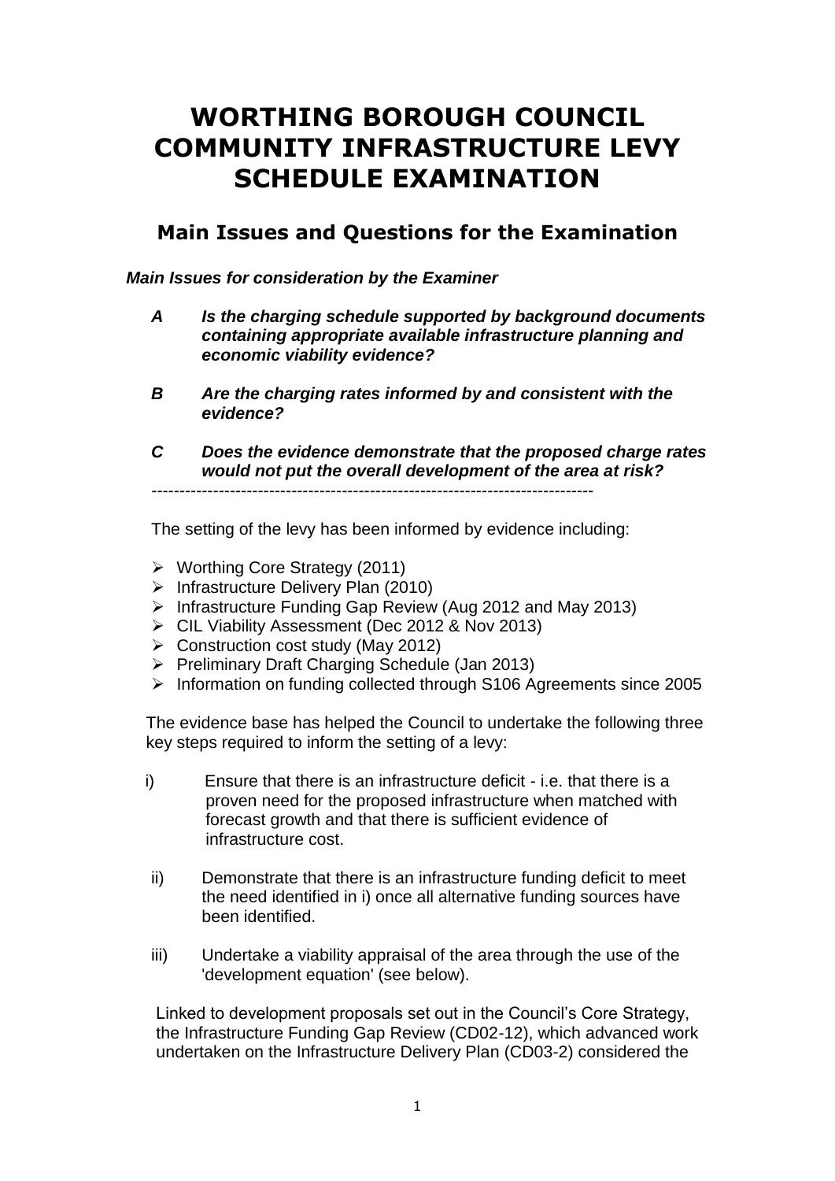# WORTHING BOROUGH COUNCIL COMMUNITY INFRASTRUCTURE LEVY SCHEDULE EXAMINATION

## Main Issues and Questions for the Examination

***Main Issues for consideration by the Examiner***

***A Is the charging schedule supported by background documents containing appropriate available infrastructure planning and economic viability evidence?***

***B Are the charging rates informed by and consistent with the evidence?***

***C Does the evidence demonstrate that the proposed charge rates would not put the overall development of the area at risk?***

---

The setting of the levy has been informed by evidence including:

- Worthing Core Strategy (2011)
- Infrastructure Delivery Plan (2010)
- Infrastructure Funding Gap Review (Aug 2012 and May 2013)
- CIL Viability Assessment (Dec 2012 & Nov 2013)
- Construction cost study (May 2012)
- Preliminary Draft Charging Schedule (Jan 2013)
- Information on funding collected through S106 Agreements since 2005

The evidence base has helped the Council to undertake the following three key steps required to inform the setting of a levy:

i) Ensure that there is an infrastructure deficit - i.e. that there is a proven need for the proposed infrastructure when matched with forecast growth and that there is sufficient evidence of infrastructure cost.

ii) Demonstrate that there is an infrastructure funding deficit to meet the need identified in i) once all alternative funding sources have been identified.

iii) Undertake a viability appraisal of the area through the use of the 'development equation' (see below).

Linked to development proposals set out in the Council's Core Strategy, the Infrastructure Funding Gap Review (CD02-12), which advanced work undertaken on the Infrastructure Delivery Plan (CD03-2) considered the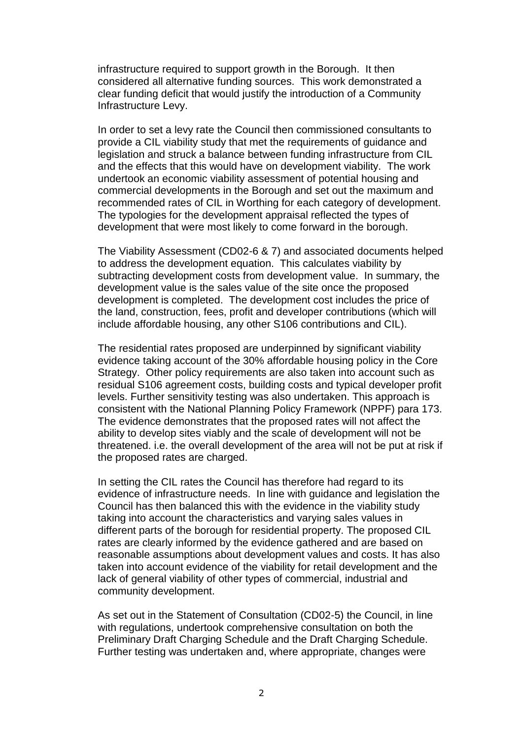infrastructure required to support growth in the Borough. It then considered all alternative funding sources. This work demonstrated a clear funding deficit that would justify the introduction of a Community Infrastructure Levy.

In order to set a levy rate the Council then commissioned consultants to provide a CIL viability study that met the requirements of guidance and legislation and struck a balance between funding infrastructure from CIL and the effects that this would have on development viability. The work undertook an economic viability assessment of potential housing and commercial developments in the Borough and set out the maximum and recommended rates of CIL in Worthing for each category of development. The typologies for the development appraisal reflected the types of development that were most likely to come forward in the borough.

The Viability Assessment (CD02-6 & 7) and associated documents helped to address the development equation. This calculates viability by subtracting development costs from development value. In summary, the development value is the sales value of the site once the proposed development is completed. The development cost includes the price of the land, construction, fees, profit and developer contributions (which will include affordable housing, any other S106 contributions and CIL).

The residential rates proposed are underpinned by significant viability evidence taking account of the 30% affordable housing policy in the Core Strategy. Other policy requirements are also taken into account such as residual S106 agreement costs, building costs and typical developer profit levels. Further sensitivity testing was also undertaken. This approach is consistent with the National Planning Policy Framework (NPPF) para 173. The evidence demonstrates that the proposed rates will not affect the ability to develop sites viably and the scale of development will not be threatened. i.e. the overall development of the area will not be put at risk if the proposed rates are charged.

In setting the CIL rates the Council has therefore had regard to its evidence of infrastructure needs. In line with guidance and legislation the Council has then balanced this with the evidence in the viability study taking into account the characteristics and varying sales values in different parts of the borough for residential property. The proposed CIL rates are clearly informed by the evidence gathered and are based on reasonable assumptions about development values and costs. It has also taken into account evidence of the viability for retail development and the lack of general viability of other types of commercial, industrial and community development.

As set out in the Statement of Consultation (CD02-5) the Council, in line with regulations, undertook comprehensive consultation on both the Preliminary Draft Charging Schedule and the Draft Charging Schedule. Further testing was undertaken and, where appropriate, changes were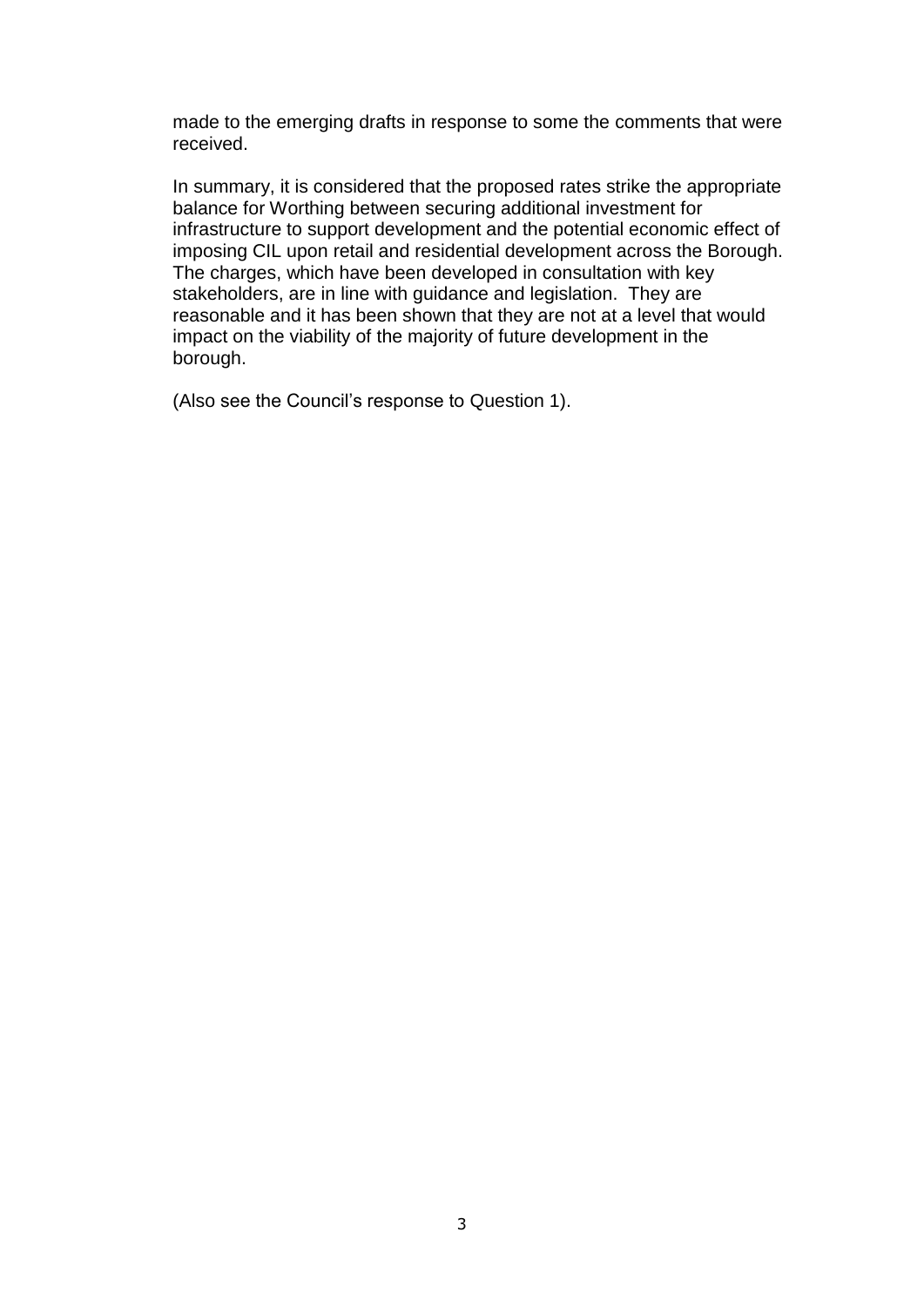made to the emerging drafts in response to some the comments that were received.

In summary, it is considered that the proposed rates strike the appropriate balance for Worthing between securing additional investment for infrastructure to support development and the potential economic effect of imposing CIL upon retail and residential development across the Borough. The charges, which have been developed in consultation with key stakeholders, are in line with guidance and legislation. They are reasonable and it has been shown that they are not at a level that would impact on the viability of the majority of future development in the borough.

(Also see the Council's response to Question 1).